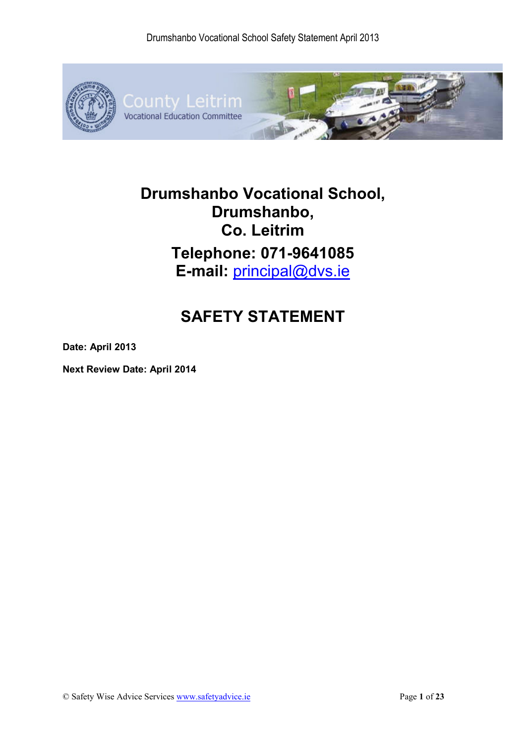# Drumshanbo Vocational School, Drumshanbo, Co. Leitrim

## Telephone: 071-9641085
## E-mail: principal@dvs.ie

# SAFETY STATEMENT

**Date: April 2013**

**Next Review Date: April 2014**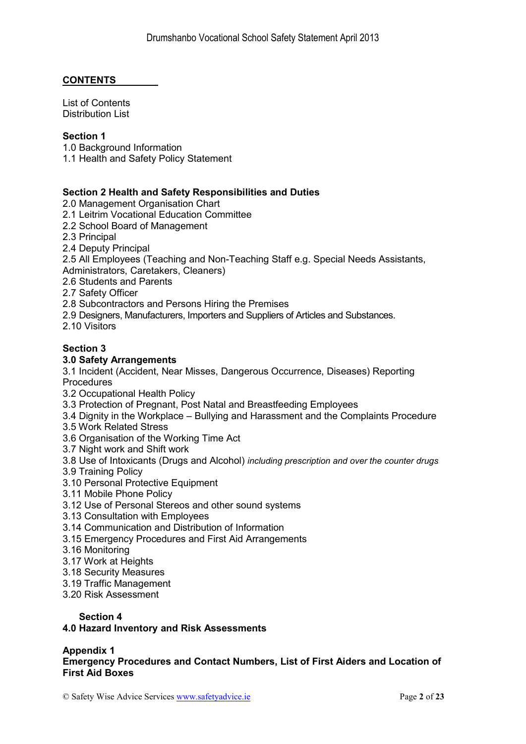## CONTENTS

List of Contents
Distribution List

**Section 1**

1.0 Background Information
1.1 Health and Safety Policy Statement

**Section 2 Health and Safety Responsibilities and Duties**

2.0 Management Organisation Chart
2.1 Leitrim Vocational Education Committee
2.2 School Board of Management
2.3 Principal
2.4 Deputy Principal
2.5 All Employees (Teaching and Non-Teaching Staff e.g. Special Needs Assistants, Administrators, Caretakers, Cleaners)
2.6 Students and Parents
2.7 Safety Officer
2.8 Subcontractors and Persons Hiring the Premises
2.9 Designers, Manufacturers, Importers and Suppliers of Articles and Substances.
2.10 Visitors

**Section 3**

**3.0 Safety Arrangements**

3.1 Incident (Accident, Near Misses, Dangerous Occurrence, Diseases) Reporting Procedures
3.2 Occupational Health Policy
3.3 Protection of Pregnant, Post Natal and Breastfeeding Employees
3.4 Dignity in the Workplace – Bullying and Harassment and the Complaints Procedure
3.5 Work Related Stress
3.6 Organisation of the Working Time Act
3.7 Night work and Shift work
3.8 Use of Intoxicants (Drugs and Alcohol) *including prescription and over the counter drugs*
3.9 Training Policy
3.10 Personal Protective Equipment
3.11 Mobile Phone Policy
3.12 Use of Personal Stereos and other sound systems
3.13 Consultation with Employees
3.14 Communication and Distribution of Information
3.15 Emergency Procedures and First Aid Arrangements
3.16 Monitoring
3.17 Work at Heights
3.18 Security Measures
3.19 Traffic Management
3.20 Risk Assessment

**Section 4**

**4.0 Hazard Inventory and Risk Assessments**

**Appendix 1**

**Emergency Procedures and Contact Numbers, List of First Aiders and Location of First Aid Boxes**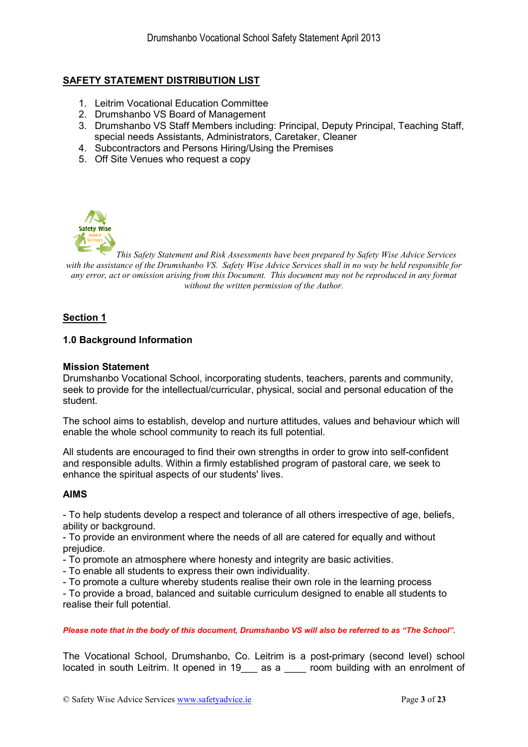## SAFETY STATEMENT DISTRIBUTION LIST

1. Leitrim Vocational Education Committee
2. Drumshanbo VS Board of Management
3. Drumshanbo VS Staff Members including: Principal, Deputy Principal, Teaching Staff, special needs Assistants, Administrators, Caretaker, Cleaner
4. Subcontractors and Persons Hiring/Using the Premises
5. Off Site Venues who request a copy

*This Safety Statement and Risk Assessments have been prepared by Safety Wise Advice Services with the assistance of the Drumshanbo VS. Safety Wise Advice Services shall in no way be held responsible for any error, act or omission arising from this Document. This document may not be reproduced in any format without the written permission of the Author.*

## Section 1

### 1.0 Background Information

**Mission Statement**

Drumshanbo Vocational School, incorporating students, teachers, parents and community, seek to provide for the intellectual/curricular, physical, social and personal education of the student.

The school aims to establish, develop and nurture attitudes, values and behaviour which will enable the whole school community to reach its full potential.

All students are encouraged to find their own strengths in order to grow into self-confident and responsible adults. Within a firmly established program of pastoral care, we seek to enhance the spiritual aspects of our students' lives.

**AIMS**

- To help students develop a respect and tolerance of all others irrespective of age, beliefs, ability or background.
- To provide an environment where the needs of all are catered for equally and without prejudice.
- To promote an atmosphere where honesty and integrity are basic activities.
- To enable all students to express their own individuality.
- To promote a culture whereby students realise their own role in the learning process
- To provide a broad, balanced and suitable curriculum designed to enable all students to realise their full potential.

***Please note that in the body of this document, Drumshanbo VS will also be referred to as "The School".***

The Vocational School, Drumshanbo, Co. Leitrim is a post-primary (second level) school located in south Leitrim. It opened in 19___ as a ____ room building with an enrolment of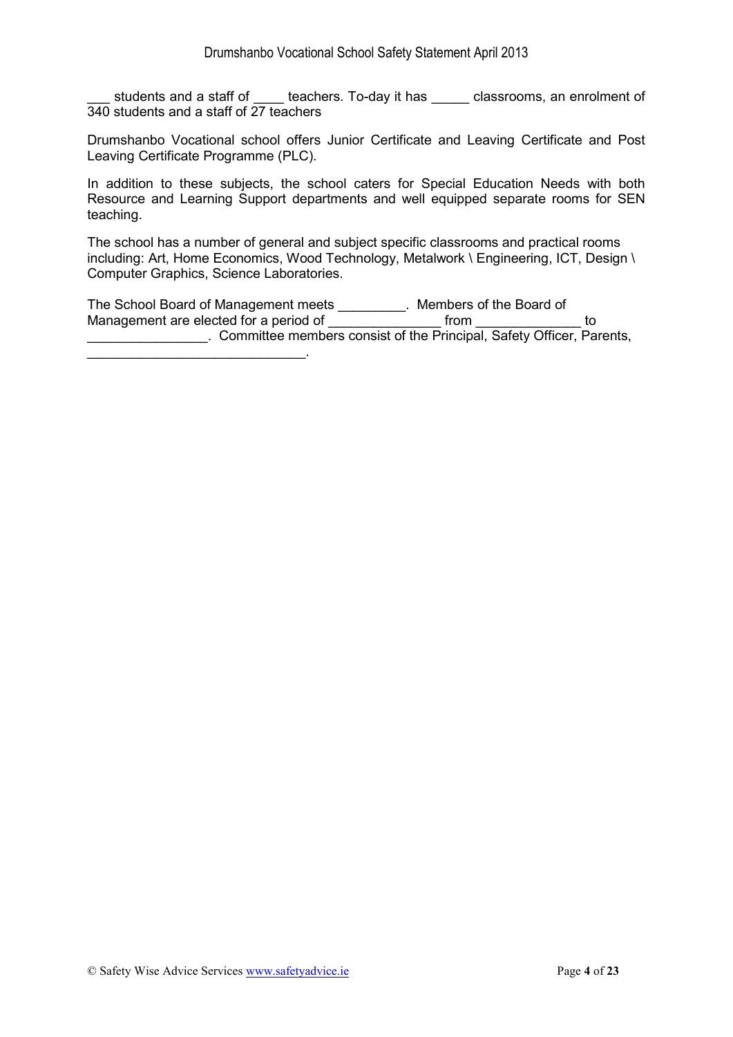___ students and a staff of ____ teachers. To-day it has _____ classrooms, an enrolment of 340 students and a staff of 27 teachers

Drumshanbo Vocational school offers Junior Certificate and Leaving Certificate and Post Leaving Certificate Programme (PLC).

In addition to these subjects, the school caters for Special Education Needs with both Resource and Learning Support departments and well equipped separate rooms for SEN teaching.

The school has a number of general and subject specific classrooms and practical rooms including: Art, Home Economics, Wood Technology, Metalwork \ Engineering, ICT, Design \ Computer Graphics, Science Laboratories.

The School Board of Management meets _________. Members of the Board of Management are elected for a period of _______________ from ______________ to ________________. Committee members consist of the Principal, Safety Officer, Parents, _____________________________.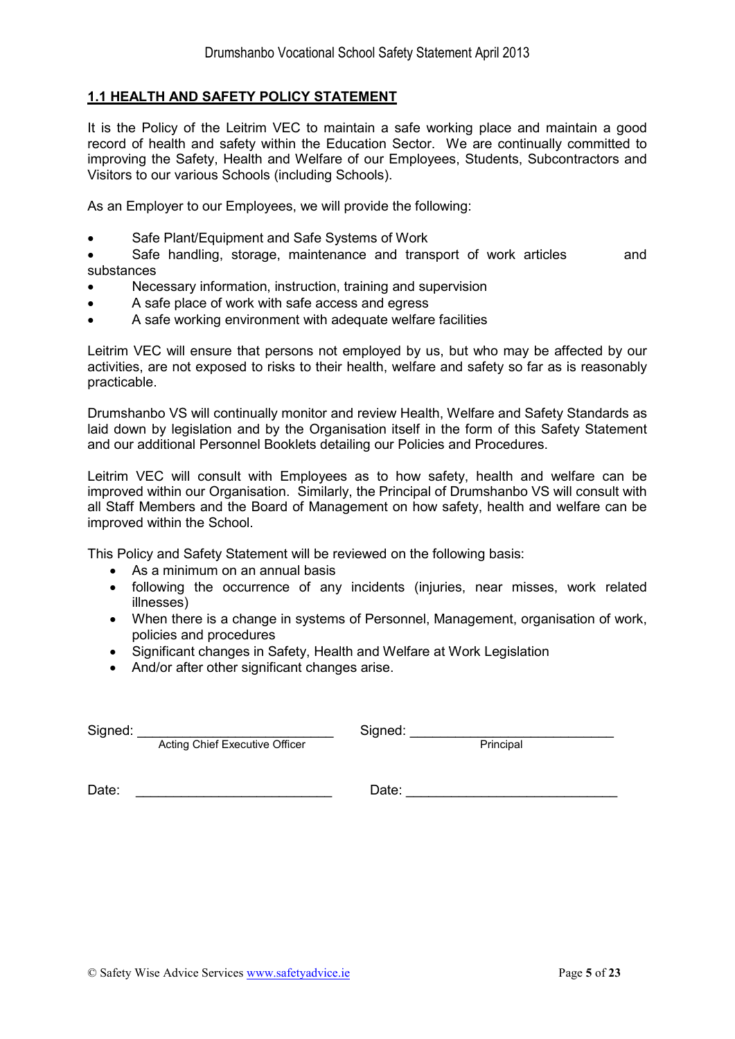## 1.1 HEALTH AND SAFETY POLICY STATEMENT

It is the Policy of the Leitrim VEC to maintain a safe working place and maintain a good record of health and safety within the Education Sector. We are continually committed to improving the Safety, Health and Welfare of our Employees, Students, Subcontractors and Visitors to our various Schools (including Schools).

As an Employer to our Employees, we will provide the following:

- Safe Plant/Equipment and Safe Systems of Work
- Safe handling, storage, maintenance and transport of work articles and substances
- Necessary information, instruction, training and supervision
- A safe place of work with safe access and egress
- A safe working environment with adequate welfare facilities

Leitrim VEC will ensure that persons not employed by us, but who may be affected by our activities, are not exposed to risks to their health, welfare and safety so far as is reasonably practicable.

Drumshanbo VS will continually monitor and review Health, Welfare and Safety Standards as laid down by legislation and by the Organisation itself in the form of this Safety Statement and our additional Personnel Booklets detailing our Policies and Procedures.

Leitrim VEC will consult with Employees as to how safety, health and welfare can be improved within our Organisation. Similarly, the Principal of Drumshanbo VS will consult with all Staff Members and the Board of Management on how safety, health and welfare can be improved within the School.

This Policy and Safety Statement will be reviewed on the following basis:

- As a minimum on an annual basis
- following the occurrence of any incidents (injuries, near misses, work related illnesses)
- When there is a change in systems of Personnel, Management, organisation of work, policies and procedures
- Significant changes in Safety, Health and Welfare at Work Legislation
- And/or after other significant changes arise.

Signed: ___________________________ Signed: ___________________________

Acting Chief Executive Officer Principal

Date: ___________________________ Date: ___________________________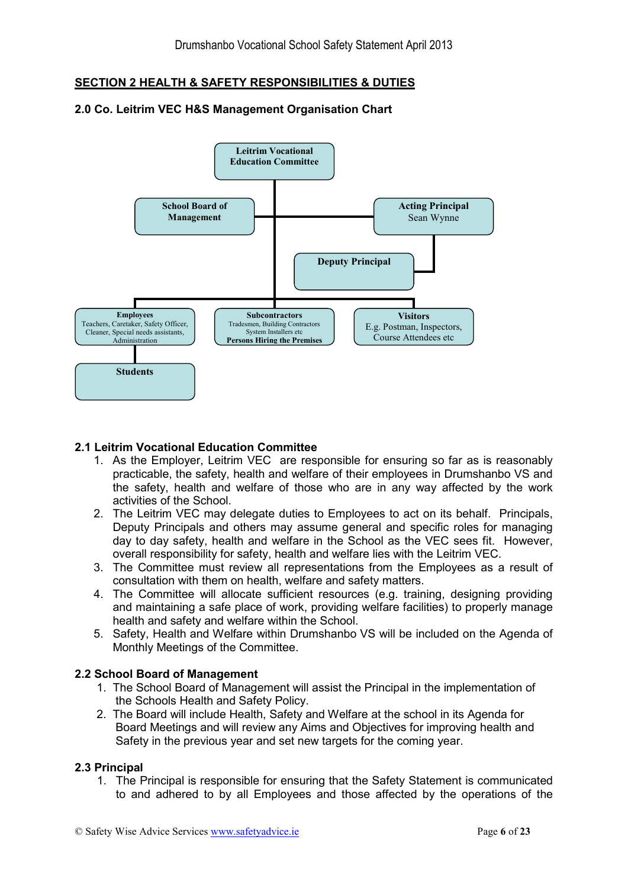## SECTION 2 HEALTH & SAFETY RESPONSIBILITIES & DUTIES

### 2.0 Co. Leitrim VEC H&S Management Organisation Chart

**Leitrim Vocational Education Committee**

**School Board of Management**

**Acting Principal** Sean Wynne

**Deputy Principal**

**Employees** Teachers, Caretaker, Safety Officer, Cleaner, Special needs assistants, Administration

**Subcontractors** Tradesmen, Building Contractors System Installers etc **Persons Hiring the Premises**

**Visitors** E.g. Postman, Inspectors, Course Attendees etc

**Students**

### 2.1 Leitrim Vocational Education Committee

1. As the Employer, Leitrim VEC are responsible for ensuring so far as is reasonably practicable, the safety, health and welfare of their employees in Drumshanbo VS and the safety, health and welfare of those who are in any way affected by the work activities of the School.
2. The Leitrim VEC may delegate duties to Employees to act on its behalf. Principals, Deputy Principals and others may assume general and specific roles for managing day to day safety, health and welfare in the School as the VEC sees fit. However, overall responsibility for safety, health and welfare lies with the Leitrim VEC.
3. The Committee must review all representations from the Employees as a result of consultation with them on health, welfare and safety matters.
4. The Committee will allocate sufficient resources (e.g. training, designing providing and maintaining a safe place of work, providing welfare facilities) to properly manage health and safety and welfare within the School.
5. Safety, Health and Welfare within Drumshanbo VS will be included on the Agenda of Monthly Meetings of the Committee.

### 2.2 School Board of Management

1. The School Board of Management will assist the Principal in the implementation of the Schools Health and Safety Policy.
2. The Board will include Health, Safety and Welfare at the school in its Agenda for Board Meetings and will review any Aims and Objectives for improving health and Safety in the previous year and set new targets for the coming year.

### 2.3 Principal

1. The Principal is responsible for ensuring that the Safety Statement is communicated to and adhered to by all Employees and those affected by the operations of the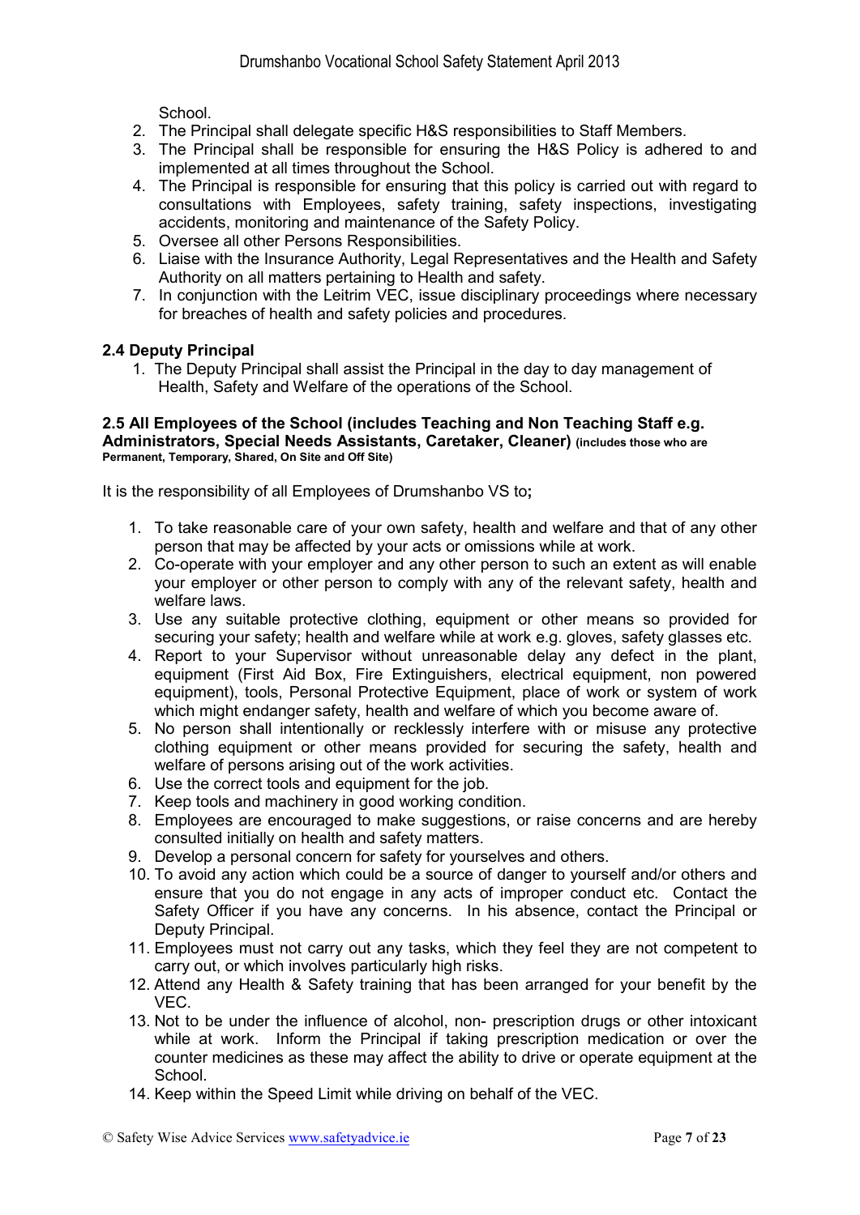School.

2. The Principal shall delegate specific H&S responsibilities to Staff Members.
3. The Principal shall be responsible for ensuring the H&S Policy is adhered to and implemented at all times throughout the School.
4. The Principal is responsible for ensuring that this policy is carried out with regard to consultations with Employees, safety training, safety inspections, investigating accidents, monitoring and maintenance of the Safety Policy.
5. Oversee all other Persons Responsibilities.
6. Liaise with the Insurance Authority, Legal Representatives and the Health and Safety Authority on all matters pertaining to Health and safety.
7. In conjunction with the Leitrim VEC, issue disciplinary proceedings where necessary for breaches of health and safety policies and procedures.

### 2.4 Deputy Principal

1. The Deputy Principal shall assist the Principal in the day to day management of Health, Safety and Welfare of the operations of the School.

### 2.5 All Employees of the School (includes Teaching and Non Teaching Staff e.g. Administrators, Special Needs Assistants, Caretaker, Cleaner) (includes those who are Permanent, Temporary, Shared, On Site and Off Site)

It is the responsibility of all Employees of Drumshanbo VS to**;**

1. To take reasonable care of your own safety, health and welfare and that of any other person that may be affected by your acts or omissions while at work.
2. Co-operate with your employer and any other person to such an extent as will enable your employer or other person to comply with any of the relevant safety, health and welfare laws.
3. Use any suitable protective clothing, equipment or other means so provided for securing your safety; health and welfare while at work e.g. gloves, safety glasses etc.
4. Report to your Supervisor without unreasonable delay any defect in the plant, equipment (First Aid Box, Fire Extinguishers, electrical equipment, non powered equipment), tools, Personal Protective Equipment, place of work or system of work which might endanger safety, health and welfare of which you become aware of.
5. No person shall intentionally or recklessly interfere with or misuse any protective clothing equipment or other means provided for securing the safety, health and welfare of persons arising out of the work activities.
6. Use the correct tools and equipment for the job.
7. Keep tools and machinery in good working condition.
8. Employees are encouraged to make suggestions, or raise concerns and are hereby consulted initially on health and safety matters.
9. Develop a personal concern for safety for yourselves and others.
10. To avoid any action which could be a source of danger to yourself and/or others and ensure that you do not engage in any acts of improper conduct etc. Contact the Safety Officer if you have any concerns. In his absence, contact the Principal or Deputy Principal.
11. Employees must not carry out any tasks, which they feel they are not competent to carry out, or which involves particularly high risks.
12. Attend any Health & Safety training that has been arranged for your benefit by the VEC.
13. Not to be under the influence of alcohol, non- prescription drugs or other intoxicant while at work. Inform the Principal if taking prescription medication or over the counter medicines as these may affect the ability to drive or operate equipment at the School.
14. Keep within the Speed Limit while driving on behalf of the VEC.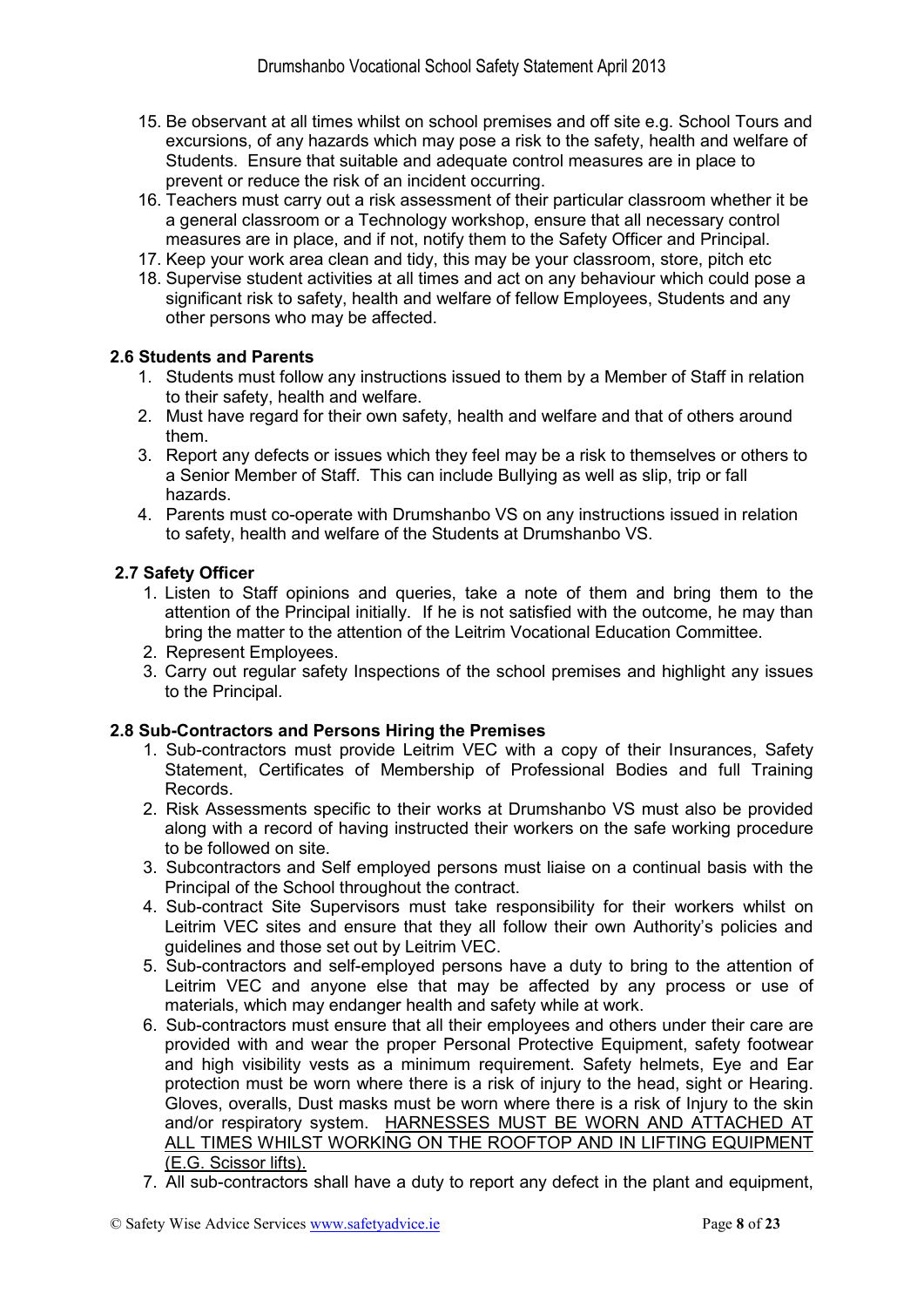15. Be observant at all times whilst on school premises and off site e.g. School Tours and excursions, of any hazards which may pose a risk to the safety, health and welfare of Students. Ensure that suitable and adequate control measures are in place to prevent or reduce the risk of an incident occurring.
16. Teachers must carry out a risk assessment of their particular classroom whether it be a general classroom or a Technology workshop, ensure that all necessary control measures are in place, and if not, notify them to the Safety Officer and Principal.
17. Keep your work area clean and tidy, this may be your classroom, store, pitch etc
18. Supervise student activities at all times and act on any behaviour which could pose a significant risk to safety, health and welfare of fellow Employees, Students and any other persons who may be affected.

### 2.6 Students and Parents

1. Students must follow any instructions issued to them by a Member of Staff in relation to their safety, health and welfare.
2. Must have regard for their own safety, health and welfare and that of others around them.
3. Report any defects or issues which they feel may be a risk to themselves or others to a Senior Member of Staff. This can include Bullying as well as slip, trip or fall hazards.
4. Parents must co-operate with Drumshanbo VS on any instructions issued in relation to safety, health and welfare of the Students at Drumshanbo VS.

### 2.7 Safety Officer

1. Listen to Staff opinions and queries, take a note of them and bring them to the attention of the Principal initially. If he is not satisfied with the outcome, he may than bring the matter to the attention of the Leitrim Vocational Education Committee.
2. Represent Employees.
3. Carry out regular safety Inspections of the school premises and highlight any issues to the Principal.

### 2.8 Sub-Contractors and Persons Hiring the Premises

1. Sub-contractors must provide Leitrim VEC with a copy of their Insurances, Safety Statement, Certificates of Membership of Professional Bodies and full Training Records.
2. Risk Assessments specific to their works at Drumshanbo VS must also be provided along with a record of having instructed their workers on the safe working procedure to be followed on site.
3. Subcontractors and Self employed persons must liaise on a continual basis with the Principal of the School throughout the contract.
4. Sub-contract Site Supervisors must take responsibility for their workers whilst on Leitrim VEC sites and ensure that they all follow their own Authority's policies and guidelines and those set out by Leitrim VEC.
5. Sub-contractors and self-employed persons have a duty to bring to the attention of Leitrim VEC and anyone else that may be affected by any process or use of materials, which may endanger health and safety while at work.
6. Sub-contractors must ensure that all their employees and others under their care are provided with and wear the proper Personal Protective Equipment, safety footwear and high visibility vests as a minimum requirement. Safety helmets, Eye and Ear protection must be worn where there is a risk of injury to the head, sight or Hearing. Gloves, overalls, Dust masks must be worn where there is a risk of Injury to the skin and/or respiratory system. <u>HARNESSES MUST BE WORN AND ATTACHED AT ALL TIMES WHILST WORKING ON THE ROOFTOP AND IN LIFTING EQUIPMENT (E.G. Scissor lifts).</u>
7. All sub-contractors shall have a duty to report any defect in the plant and equipment,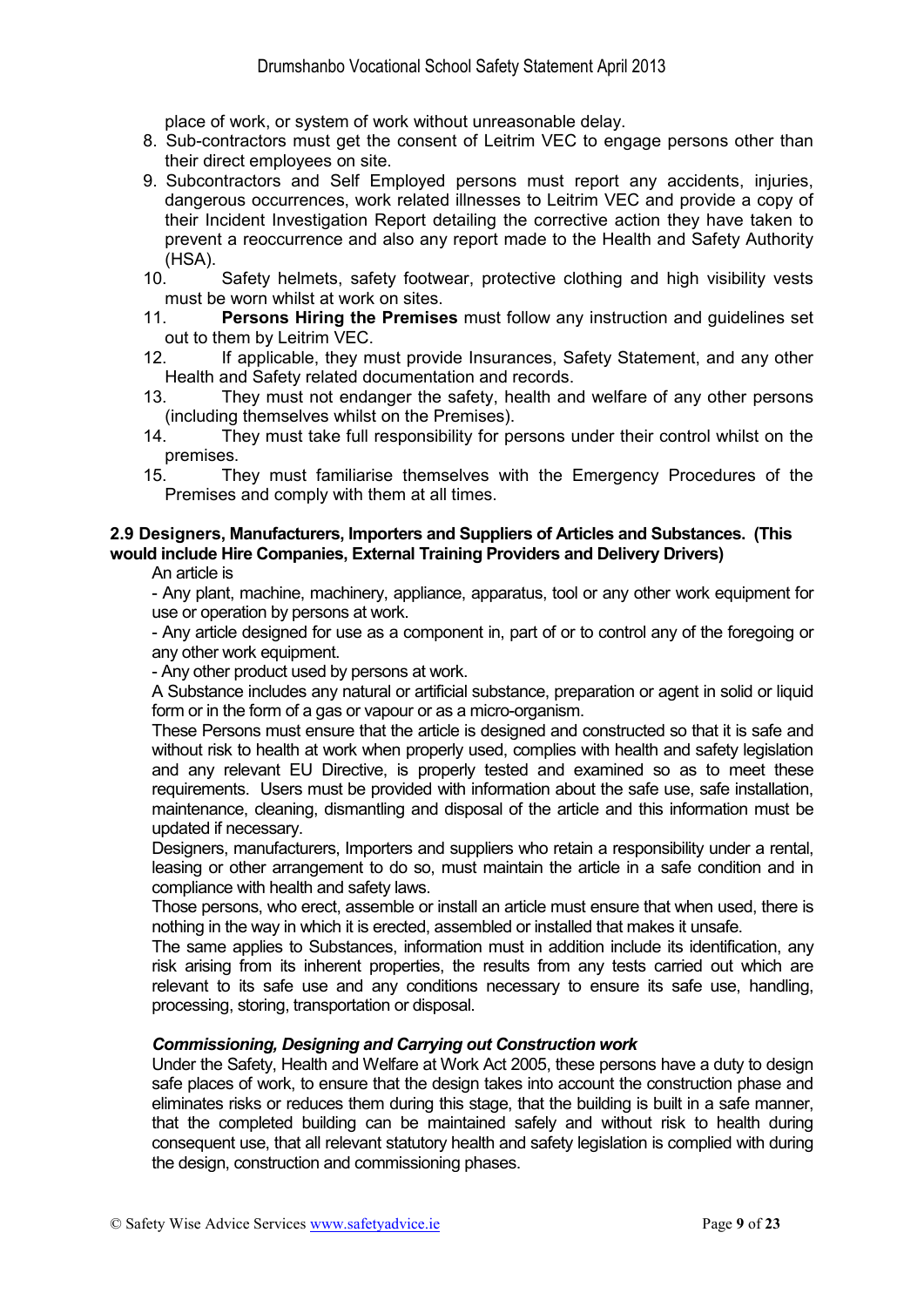place of work, or system of work without unreasonable delay.

8. Sub-contractors must get the consent of Leitrim VEC to engage persons other than their direct employees on site.
9. Subcontractors and Self Employed persons must report any accidents, injuries, dangerous occurrences, work related illnesses to Leitrim VEC and provide a copy of their Incident Investigation Report detailing the corrective action they have taken to prevent a reoccurrence and also any report made to the Health and Safety Authority (HSA).
10. Safety helmets, safety footwear, protective clothing and high visibility vests must be worn whilst at work on sites.
11. **Persons Hiring the Premises** must follow any instruction and guidelines set out to them by Leitrim VEC.
12. If applicable, they must provide Insurances, Safety Statement, and any other Health and Safety related documentation and records.
13. They must not endanger the safety, health and welfare of any other persons (including themselves whilst on the Premises).
14. They must take full responsibility for persons under their control whilst on the premises.
15. They must familiarise themselves with the Emergency Procedures of the Premises and comply with them at all times.

### 2.9 Designers, Manufacturers, Importers and Suppliers of Articles and Substances. (This would include Hire Companies, External Training Providers and Delivery Drivers)

An article is

- Any plant, machine, machinery, appliance, apparatus, tool or any other work equipment for use or operation by persons at work.
- Any article designed for use as a component in, part of or to control any of the foregoing or any other work equipment.
- Any other product used by persons at work.

A Substance includes any natural or artificial substance, preparation or agent in solid or liquid form or in the form of a gas or vapour or as a micro-organism.

These Persons must ensure that the article is designed and constructed so that it is safe and without risk to health at work when properly used, complies with health and safety legislation and any relevant EU Directive, is properly tested and examined so as to meet these requirements. Users must be provided with information about the safe use, safe installation, maintenance, cleaning, dismantling and disposal of the article and this information must be updated if necessary.

Designers, manufacturers, Importers and suppliers who retain a responsibility under a rental, leasing or other arrangement to do so, must maintain the article in a safe condition and in compliance with health and safety laws.

Those persons, who erect, assemble or install an article must ensure that when used, there is nothing in the way in which it is erected, assembled or installed that makes it unsafe.

The same applies to Substances, information must in addition include its identification, any risk arising from its inherent properties, the results from any tests carried out which are relevant to its safe use and any conditions necessary to ensure its safe use, handling, processing, storing, transportation or disposal.

***Commissioning, Designing and Carrying out Construction work***

Under the Safety, Health and Welfare at Work Act 2005, these persons have a duty to design safe places of work, to ensure that the design takes into account the construction phase and eliminates risks or reduces them during this stage, that the building is built in a safe manner, that the completed building can be maintained safely and without risk to health during consequent use, that all relevant statutory health and safety legislation is complied with during the design, construction and commissioning phases.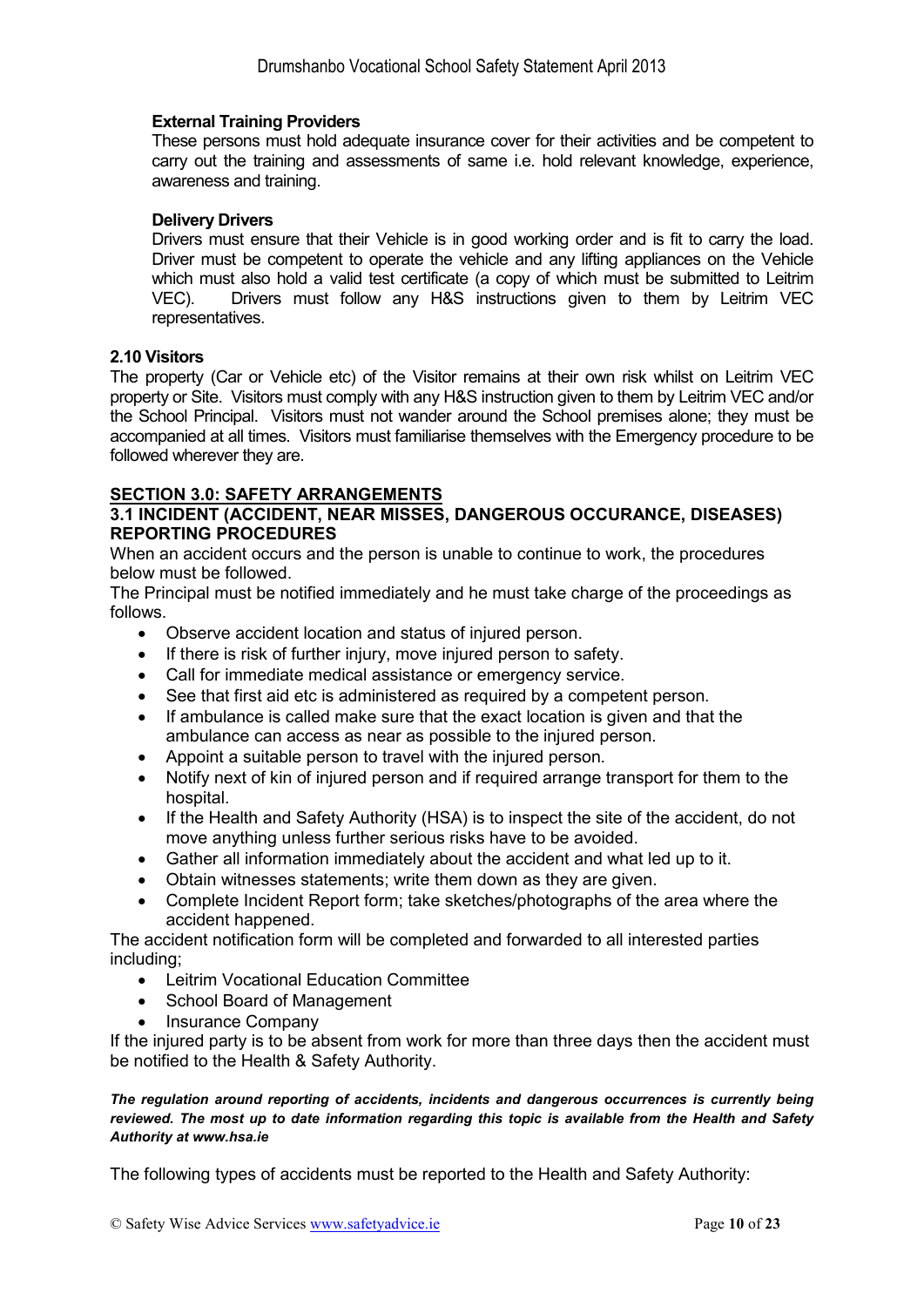**External Training Providers**

These persons must hold adequate insurance cover for their activities and be competent to carry out the training and assessments of same i.e. hold relevant knowledge, experience, awareness and training.

**Delivery Drivers**

Drivers must ensure that their Vehicle is in good working order and is fit to carry the load. Driver must be competent to operate the vehicle and any lifting appliances on the Vehicle which must also hold a valid test certificate (a copy of which must be submitted to Leitrim VEC). Drivers must follow any H&S instructions given to them by Leitrim VEC representatives.

### 2.10 Visitors

The property (Car or Vehicle etc) of the Visitor remains at their own risk whilst on Leitrim VEC property or Site. Visitors must comply with any H&S instruction given to them by Leitrim VEC and/or the School Principal. Visitors must not wander around the School premises alone; they must be accompanied at all times. Visitors must familiarise themselves with the Emergency procedure to be followed wherever they are.

## SECTION 3.0: SAFETY ARRANGEMENTS

### 3.1 INCIDENT (ACCIDENT, NEAR MISSES, DANGEROUS OCCURANCE, DISEASES) REPORTING PROCEDURES

When an accident occurs and the person is unable to continue to work, the procedures below must be followed.

The Principal must be notified immediately and he must take charge of the proceedings as follows.

- Observe accident location and status of injured person.
- If there is risk of further injury, move injured person to safety.
- Call for immediate medical assistance or emergency service.
- See that first aid etc is administered as required by a competent person.
- If ambulance is called make sure that the exact location is given and that the ambulance can access as near as possible to the injured person.
- Appoint a suitable person to travel with the injured person.
- Notify next of kin of injured person and if required arrange transport for them to the hospital.
- If the Health and Safety Authority (HSA) is to inspect the site of the accident, do not move anything unless further serious risks have to be avoided.
- Gather all information immediately about the accident and what led up to it.
- Obtain witnesses statements; write them down as they are given.
- Complete Incident Report form; take sketches/photographs of the area where the accident happened.

The accident notification form will be completed and forwarded to all interested parties including;

- Leitrim Vocational Education Committee
- School Board of Management
- Insurance Company

If the injured party is to be absent from work for more than three days then the accident must be notified to the Health & Safety Authority.

***The regulation around reporting of accidents, incidents and dangerous occurrences is currently being reviewed. The most up to date information regarding this topic is available from the Health and Safety Authority at www.hsa.ie***

The following types of accidents must be reported to the Health and Safety Authority: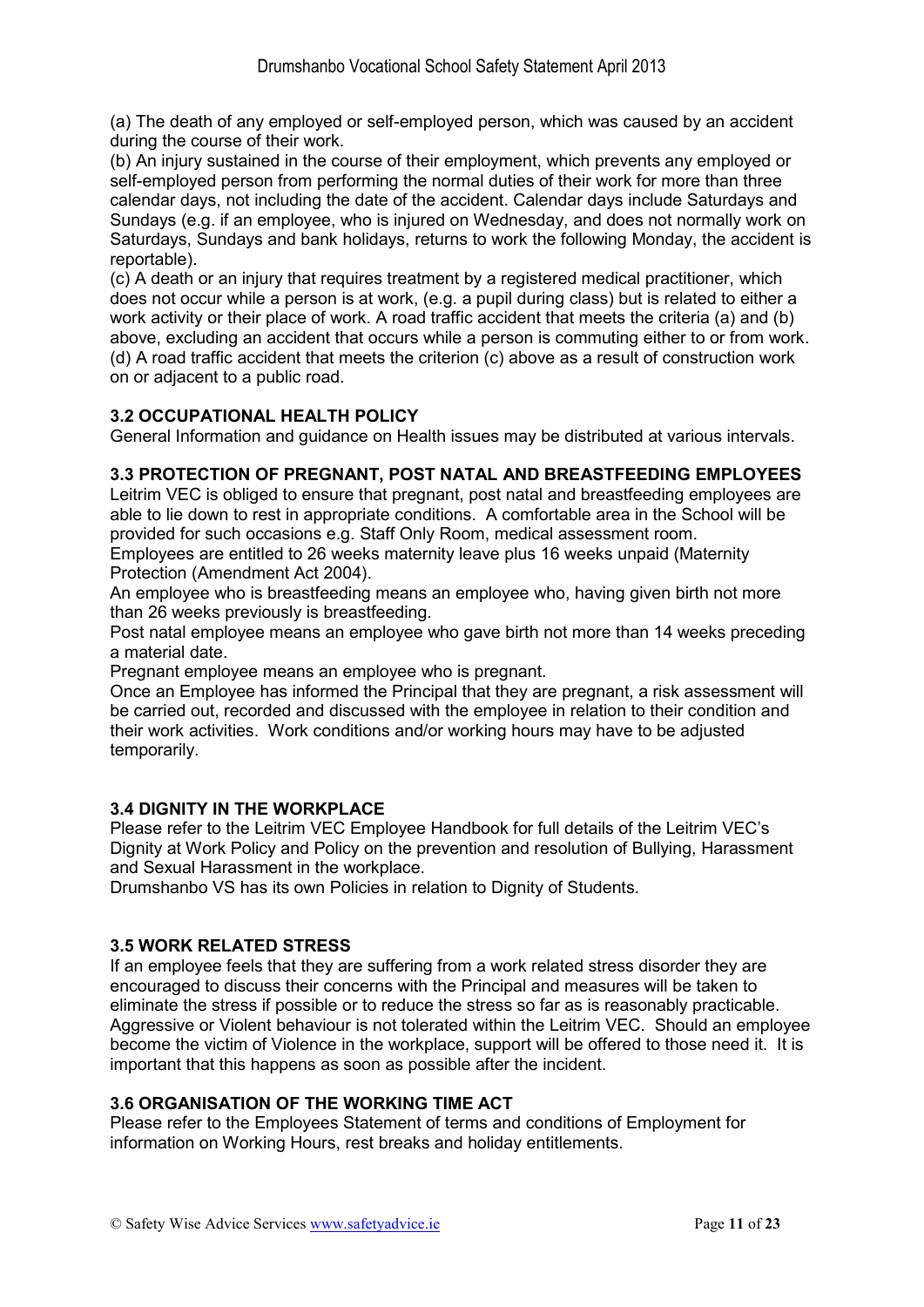(a) The death of any employed or self-employed person, which was caused by an accident during the course of their work.
(b) An injury sustained in the course of their employment, which prevents any employed or self-employed person from performing the normal duties of their work for more than three calendar days, not including the date of the accident. Calendar days include Saturdays and Sundays (e.g. if an employee, who is injured on Wednesday, and does not normally work on Saturdays, Sundays and bank holidays, returns to work the following Monday, the accident is reportable).
(c) A death or an injury that requires treatment by a registered medical practitioner, which does not occur while a person is at work, (e.g. a pupil during class) but is related to either a work activity or their place of work. A road traffic accident that meets the criteria (a) and (b) above, excluding an accident that occurs while a person is commuting either to or from work.
(d) A road traffic accident that meets the criterion (c) above as a result of construction work on or adjacent to a public road.

### 3.2 OCCUPATIONAL HEALTH POLICY

General Information and guidance on Health issues may be distributed at various intervals.

### 3.3 PROTECTION OF PREGNANT, POST NATAL AND BREASTFEEDING EMPLOYEES

Leitrim VEC is obliged to ensure that pregnant, post natal and breastfeeding employees are able to lie down to rest in appropriate conditions. A comfortable area in the School will be provided for such occasions e.g. Staff Only Room, medical assessment room.
Employees are entitled to 26 weeks maternity leave plus 16 weeks unpaid (Maternity Protection (Amendment Act 2004).
An employee who is breastfeeding means an employee who, having given birth not more than 26 weeks previously is breastfeeding.
Post natal employee means an employee who gave birth not more than 14 weeks preceding a material date.
Pregnant employee means an employee who is pregnant.
Once an Employee has informed the Principal that they are pregnant, a risk assessment will be carried out, recorded and discussed with the employee in relation to their condition and their work activities. Work conditions and/or working hours may have to be adjusted temporarily.

### 3.4 DIGNITY IN THE WORKPLACE

Please refer to the Leitrim VEC Employee Handbook for full details of the Leitrim VEC's Dignity at Work Policy and Policy on the prevention and resolution of Bullying, Harassment and Sexual Harassment in the workplace.
Drumshanbo VS has its own Policies in relation to Dignity of Students.

### 3.5 WORK RELATED STRESS

If an employee feels that they are suffering from a work related stress disorder they are encouraged to discuss their concerns with the Principal and measures will be taken to eliminate the stress if possible or to reduce the stress so far as is reasonably practicable. Aggressive or Violent behaviour is not tolerated within the Leitrim VEC. Should an employee become the victim of Violence in the workplace, support will be offered to those need it. It is important that this happens as soon as possible after the incident.

### 3.6 ORGANISATION OF THE WORKING TIME ACT

Please refer to the Employees Statement of terms and conditions of Employment for information on Working Hours, rest breaks and holiday entitlements.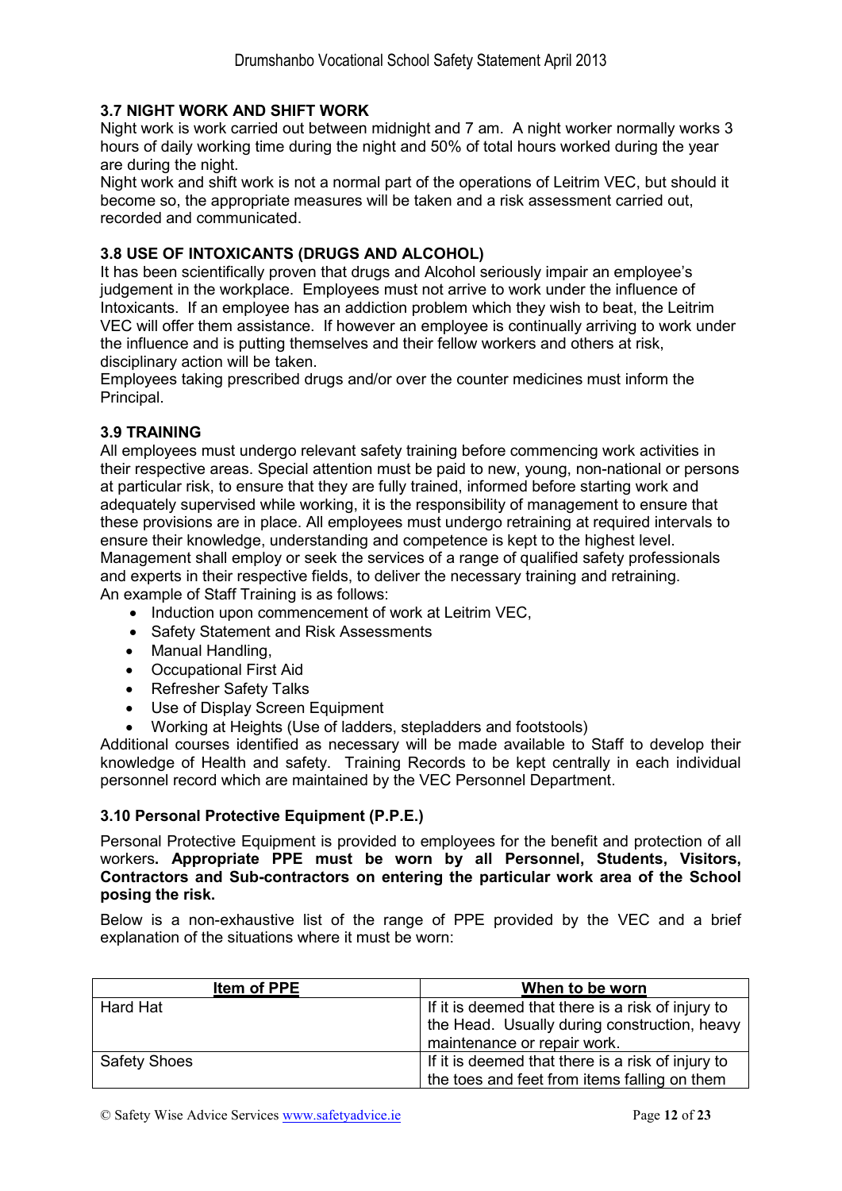### 3.7 NIGHT WORK AND SHIFT WORK

Night work is work carried out between midnight and 7 am. A night worker normally works 3 hours of daily working time during the night and 50% of total hours worked during the year are during the night.

Night work and shift work is not a normal part of the operations of Leitrim VEC, but should it become so, the appropriate measures will be taken and a risk assessment carried out, recorded and communicated.

### 3.8 USE OF INTOXICANTS (DRUGS AND ALCOHOL)

It has been scientifically proven that drugs and Alcohol seriously impair an employee's judgement in the workplace. Employees must not arrive to work under the influence of Intoxicants. If an employee has an addiction problem which they wish to beat, the Leitrim VEC will offer them assistance. If however an employee is continually arriving to work under the influence and is putting themselves and their fellow workers and others at risk, disciplinary action will be taken.

Employees taking prescribed drugs and/or over the counter medicines must inform the Principal.

### 3.9 TRAINING

All employees must undergo relevant safety training before commencing work activities in their respective areas. Special attention must be paid to new, young, non-national or persons at particular risk, to ensure that they are fully trained, informed before starting work and adequately supervised while working, it is the responsibility of management to ensure that these provisions are in place. All employees must undergo retraining at required intervals to ensure their knowledge, understanding and competence is kept to the highest level. Management shall employ or seek the services of a range of qualified safety professionals and experts in their respective fields, to deliver the necessary training and retraining.

An example of Staff Training is as follows:

- Induction upon commencement of work at Leitrim VEC,
- Safety Statement and Risk Assessments
- Manual Handling,
- Occupational First Aid
- Refresher Safety Talks
- Use of Display Screen Equipment
- Working at Heights (Use of ladders, stepladders and footstools)

Additional courses identified as necessary will be made available to Staff to develop their knowledge of Health and safety. Training Records to be kept centrally in each individual personnel record which are maintained by the VEC Personnel Department.

### 3.10 Personal Protective Equipment (P.P.E.)

Personal Protective Equipment is provided to employees for the benefit and protection of all workers**. Appropriate PPE must be worn by all Personnel, Students, Visitors, Contractors and Sub-contractors on entering the particular work area of the School posing the risk.**

Below is a non-exhaustive list of the range of PPE provided by the VEC and a brief explanation of the situations where it must be worn:

| Item of PPE | When to be worn |
|---|---|
| Hard Hat | If it is deemed that there is a risk of injury to the Head. Usually during construction, heavy maintenance or repair work. |
| Safety Shoes | If it is deemed that there is a risk of injury to the toes and feet from items falling on them |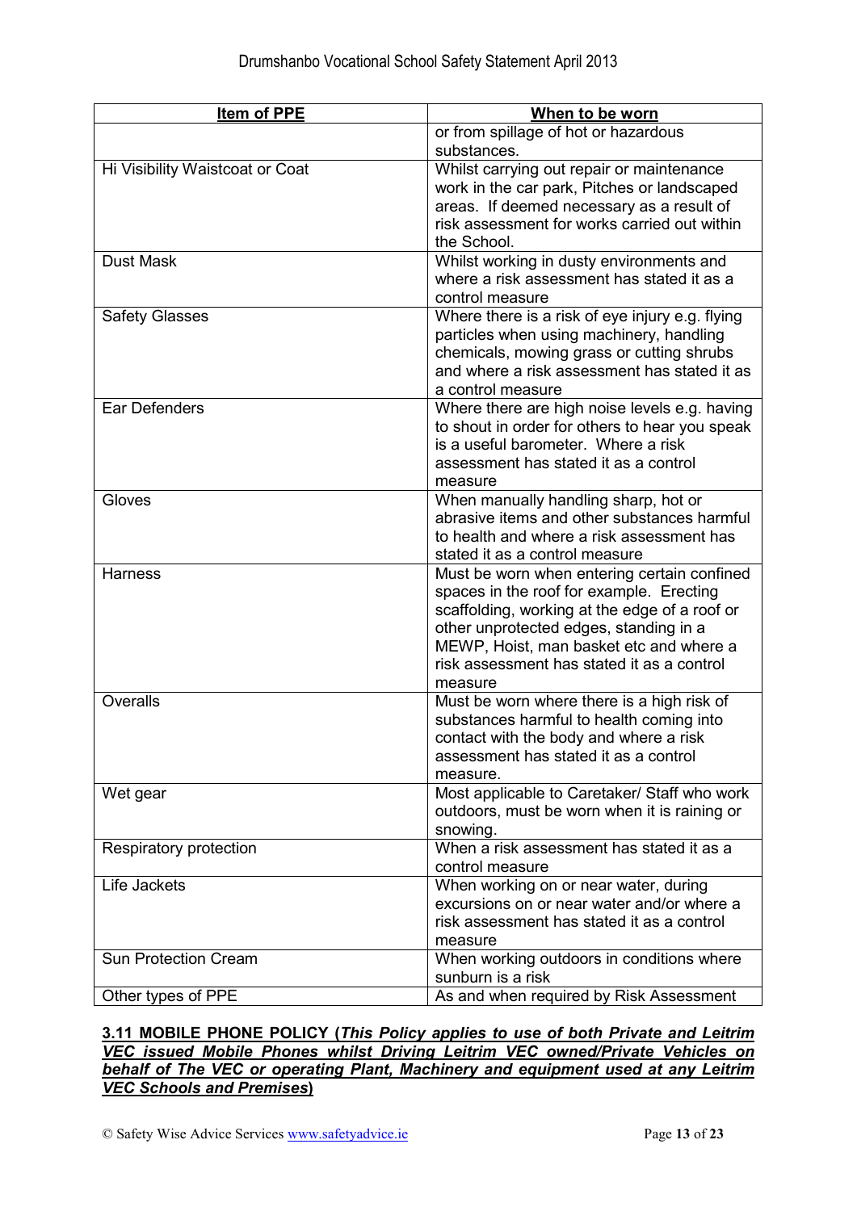| Item of PPE | When to be worn |
|---|---|
| | or from spillage of hot or hazardous substances. |
| Hi Visibility Waistcoat or Coat | Whilst carrying out repair or maintenance work in the car park, Pitches or landscaped areas. If deemed necessary as a result of risk assessment for works carried out within the School. |
| Dust Mask | Whilst working in dusty environments and where a risk assessment has stated it as a control measure |
| Safety Glasses | Where there is a risk of eye injury e.g. flying particles when using machinery, handling chemicals, mowing grass or cutting shrubs and where a risk assessment has stated it as a control measure |
| Ear Defenders | Where there are high noise levels e.g. having to shout in order for others to hear you speak is a useful barometer. Where a risk assessment has stated it as a control measure |
| Gloves | When manually handling sharp, hot or abrasive items and other substances harmful to health and where a risk assessment has stated it as a control measure |
| Harness | Must be worn when entering certain confined spaces in the roof for example. Erecting scaffolding, working at the edge of a roof or other unprotected edges, standing in a MEWP, Hoist, man basket etc and where a risk assessment has stated it as a control measure |
| Overalls | Must be worn where there is a high risk of substances harmful to health coming into contact with the body and where a risk assessment has stated it as a control measure. |
| Wet gear | Most applicable to Caretaker/ Staff who work outdoors, must be worn when it is raining or snowing. |
| Respiratory protection | When a risk assessment has stated it as a control measure |
| Life Jackets | When working on or near water, during excursions on or near water and/or where a risk assessment has stated it as a control measure |
| Sun Protection Cream | When working outdoors in conditions where sunburn is a risk |
| Other types of PPE | As and when required by Risk Assessment |

### 3.11 MOBILE PHONE POLICY (*This Policy applies to use of both Private and Leitrim VEC issued Mobile Phones whilst Driving Leitrim VEC owned/Private Vehicles on behalf of The VEC or operating Plant, Machinery and equipment used at any Leitrim VEC Schools and Premises*)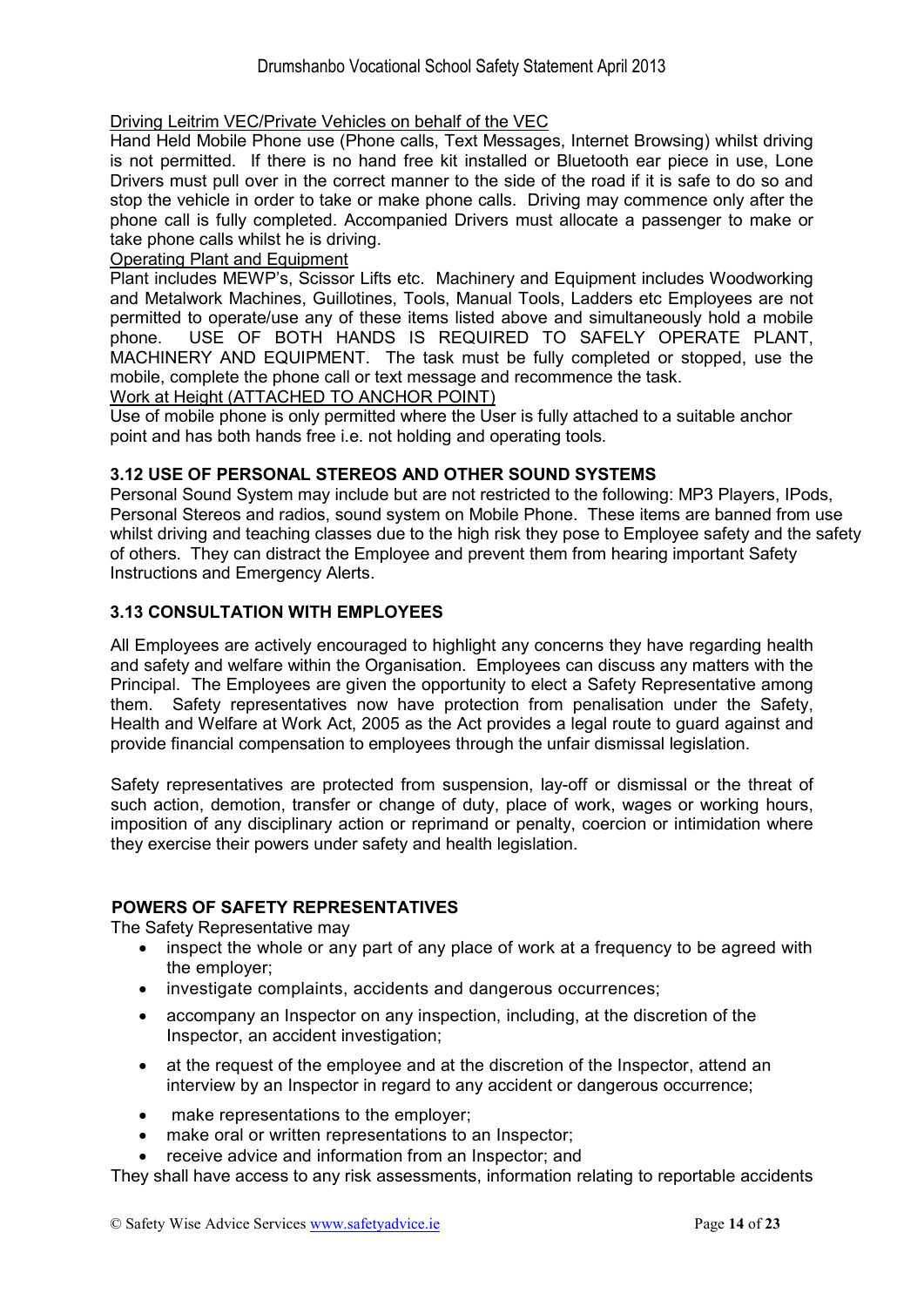Driving Leitrim VEC/Private Vehicles on behalf of the VEC

Hand Held Mobile Phone use (Phone calls, Text Messages, Internet Browsing) whilst driving is not permitted. If there is no hand free kit installed or Bluetooth ear piece in use, Lone Drivers must pull over in the correct manner to the side of the road if it is safe to do so and stop the vehicle in order to take or make phone calls. Driving may commence only after the phone call is fully completed. Accompanied Drivers must allocate a passenger to make or take phone calls whilst he is driving.

Operating Plant and Equipment

Plant includes MEWP's, Scissor Lifts etc. Machinery and Equipment includes Woodworking and Metalwork Machines, Guillotines, Tools, Manual Tools, Ladders etc Employees are not permitted to operate/use any of these items listed above and simultaneously hold a mobile phone. USE OF BOTH HANDS IS REQUIRED TO SAFELY OPERATE PLANT, MACHINERY AND EQUIPMENT. The task must be fully completed or stopped, use the mobile, complete the phone call or text message and recommence the task.

Work at Height (ATTACHED TO ANCHOR POINT)

Use of mobile phone is only permitted where the User is fully attached to a suitable anchor point and has both hands free i.e. not holding and operating tools.

### 3.12 USE OF PERSONAL STEREOS AND OTHER SOUND SYSTEMS

Personal Sound System may include but are not restricted to the following: MP3 Players, IPods, Personal Stereos and radios, sound system on Mobile Phone. These items are banned from use whilst driving and teaching classes due to the high risk they pose to Employee safety and the safety of others. They can distract the Employee and prevent them from hearing important Safety Instructions and Emergency Alerts.

### 3.13 CONSULTATION WITH EMPLOYEES

All Employees are actively encouraged to highlight any concerns they have regarding health and safety and welfare within the Organisation. Employees can discuss any matters with the Principal. The Employees are given the opportunity to elect a Safety Representative among them. Safety representatives now have protection from penalisation under the Safety, Health and Welfare at Work Act, 2005 as the Act provides a legal route to guard against and provide financial compensation to employees through the unfair dismissal legislation.

Safety representatives are protected from suspension, lay-off or dismissal or the threat of such action, demotion, transfer or change of duty, place of work, wages or working hours, imposition of any disciplinary action or reprimand or penalty, coercion or intimidation where they exercise their powers under safety and health legislation.

### POWERS OF SAFETY REPRESENTATIVES

The Safety Representative may

- inspect the whole or any part of any place of work at a frequency to be agreed with the employer;
- investigate complaints, accidents and dangerous occurrences;
- accompany an Inspector on any inspection, including, at the discretion of the Inspector, an accident investigation;
- at the request of the employee and at the discretion of the Inspector, attend an interview by an Inspector in regard to any accident or dangerous occurrence;
- make representations to the employer;
- make oral or written representations to an Inspector;
- receive advice and information from an Inspector; and

They shall have access to any risk assessments, information relating to reportable accidents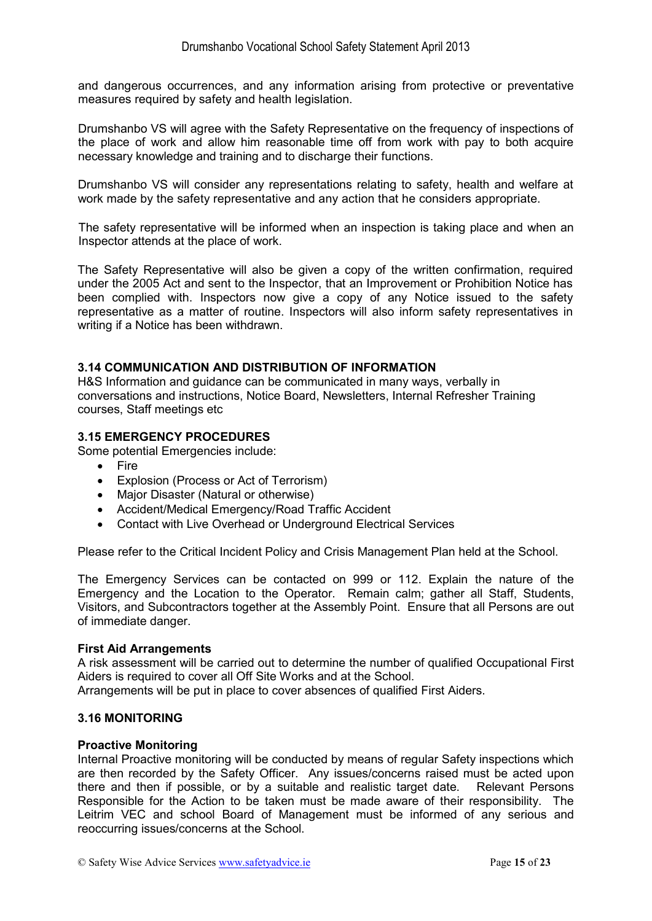and dangerous occurrences, and any information arising from protective or preventative measures required by safety and health legislation.

Drumshanbo VS will agree with the Safety Representative on the frequency of inspections of the place of work and allow him reasonable time off from work with pay to both acquire necessary knowledge and training and to discharge their functions.

Drumshanbo VS will consider any representations relating to safety, health and welfare at work made by the safety representative and any action that he considers appropriate.

The safety representative will be informed when an inspection is taking place and when an Inspector attends at the place of work.

The Safety Representative will also be given a copy of the written confirmation, required under the 2005 Act and sent to the Inspector, that an Improvement or Prohibition Notice has been complied with. Inspectors now give a copy of any Notice issued to the safety representative as a matter of routine. Inspectors will also inform safety representatives in writing if a Notice has been withdrawn.

### 3.14 COMMUNICATION AND DISTRIBUTION OF INFORMATION

H&S Information and guidance can be communicated in many ways, verbally in conversations and instructions, Notice Board, Newsletters, Internal Refresher Training courses, Staff meetings etc

### 3.15 EMERGENCY PROCEDURES

Some potential Emergencies include:

- Fire
- Explosion (Process or Act of Terrorism)
- Major Disaster (Natural or otherwise)
- Accident/Medical Emergency/Road Traffic Accident
- Contact with Live Overhead or Underground Electrical Services

Please refer to the Critical Incident Policy and Crisis Management Plan held at the School.

The Emergency Services can be contacted on 999 or 112. Explain the nature of the Emergency and the Location to the Operator. Remain calm; gather all Staff, Students, Visitors, and Subcontractors together at the Assembly Point. Ensure that all Persons are out of immediate danger.

**First Aid Arrangements**

A risk assessment will be carried out to determine the number of qualified Occupational First Aiders is required to cover all Off Site Works and at the School.
Arrangements will be put in place to cover absences of qualified First Aiders.

### 3.16 MONITORING

**Proactive Monitoring**

Internal Proactive monitoring will be conducted by means of regular Safety inspections which are then recorded by the Safety Officer. Any issues/concerns raised must be acted upon there and then if possible, or by a suitable and realistic target date. Relevant Persons Responsible for the Action to be taken must be made aware of their responsibility. The Leitrim VEC and school Board of Management must be informed of any serious and reoccurring issues/concerns at the School.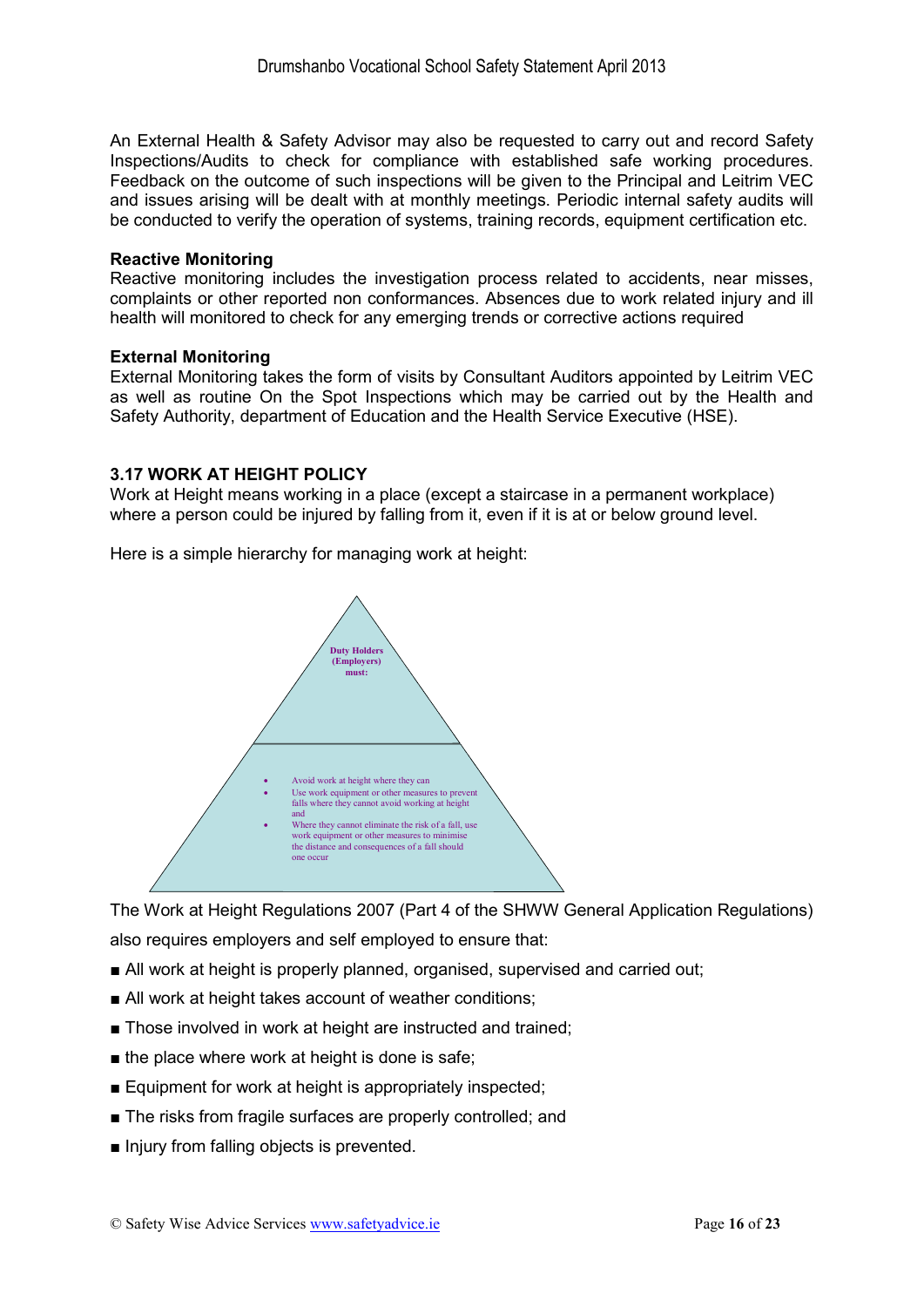An External Health & Safety Advisor may also be requested to carry out and record Safety Inspections/Audits to check for compliance with established safe working procedures. Feedback on the outcome of such inspections will be given to the Principal and Leitrim VEC and issues arising will be dealt with at monthly meetings. Periodic internal safety audits will be conducted to verify the operation of systems, training records, equipment certification etc.

**Reactive Monitoring**
Reactive monitoring includes the investigation process related to accidents, near misses, complaints or other reported non conformances. Absences due to work related injury and ill health will monitored to check for any emerging trends or corrective actions required

**External Monitoring**
External Monitoring takes the form of visits by Consultant Auditors appointed by Leitrim VEC as well as routine On the Spot Inspections which may be carried out by the Health and Safety Authority, department of Education and the Health Service Executive (HSE).

### 3.17 WORK AT HEIGHT POLICY

Work at Height means working in a place (except a staircase in a permanent workplace) where a person could be injured by falling from it, even if it is at or below ground level.

Here is a simple hierarchy for managing work at height:

**Duty Holders (Employers) must:**

- Avoid work at height where they can
- Use work equipment or other measures to prevent falls where they cannot avoid working at height and
- Where they cannot eliminate the risk of a fall, use work equipment or other measures to minimise the distance and consequences of a fall should one occur

The Work at Height Regulations 2007 (Part 4 of the SHWW General Application Regulations) also requires employers and self employed to ensure that:

- All work at height is properly planned, organised, supervised and carried out;
- All work at height takes account of weather conditions;
- Those involved in work at height are instructed and trained;
- the place where work at height is done is safe;
- Equipment for work at height is appropriately inspected;
- The risks from fragile surfaces are properly controlled; and
- Injury from falling objects is prevented.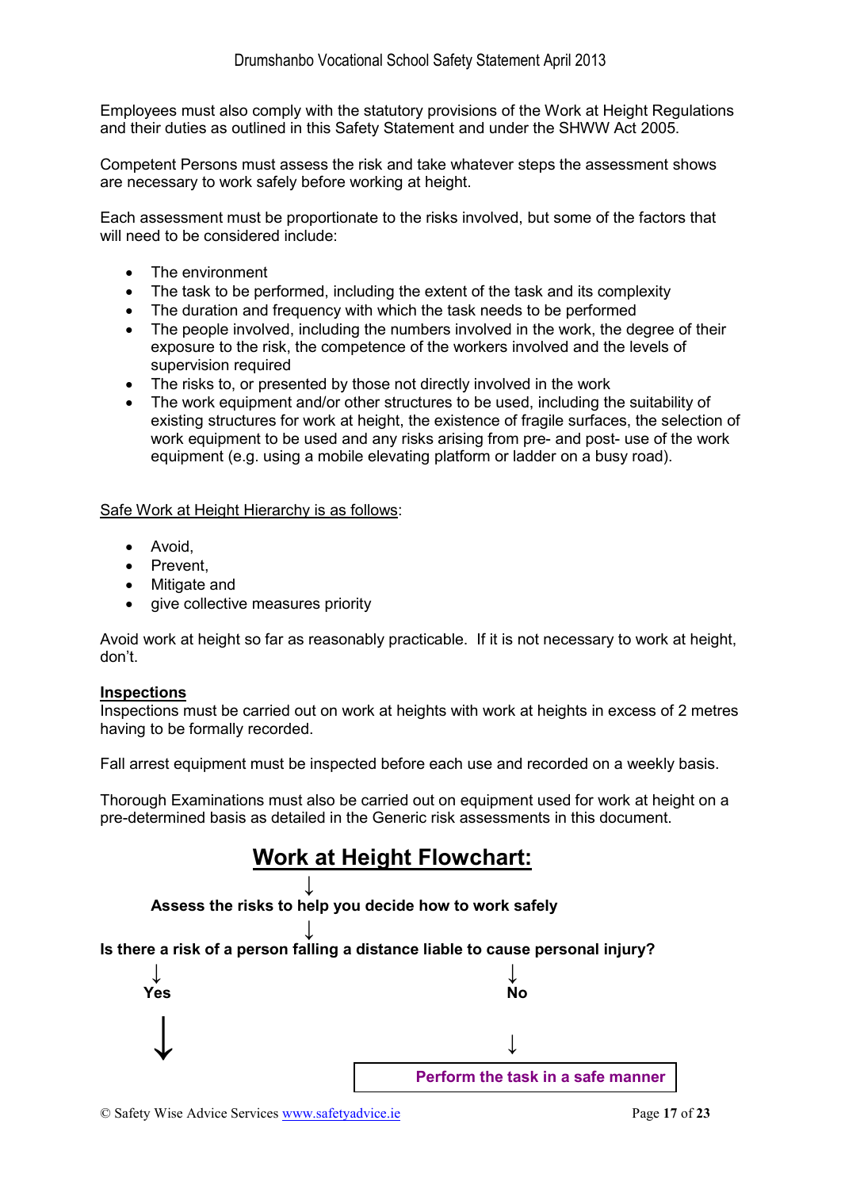Employees must also comply with the statutory provisions of the Work at Height Regulations and their duties as outlined in this Safety Statement and under the SHWW Act 2005.

Competent Persons must assess the risk and take whatever steps the assessment shows are necessary to work safely before working at height.

Each assessment must be proportionate to the risks involved, but some of the factors that will need to be considered include:

- The environment
- The task to be performed, including the extent of the task and its complexity
- The duration and frequency with which the task needs to be performed
- The people involved, including the numbers involved in the work, the degree of their exposure to the risk, the competence of the workers involved and the levels of supervision required
- The risks to, or presented by those not directly involved in the work
- The work equipment and/or other structures to be used, including the suitability of existing structures for work at height, the existence of fragile surfaces, the selection of work equipment to be used and any risks arising from pre- and post- use of the work equipment (e.g. using a mobile elevating platform or ladder on a busy road).

Safe Work at Height Hierarchy is as follows:

- Avoid,
- Prevent,
- Mitigate and
- give collective measures priority

Avoid work at height so far as reasonably practicable. If it is not necessary to work at height, don't.

**Inspections**

Inspections must be carried out on work at heights with work at heights in excess of 2 metres having to be formally recorded.

Fall arrest equipment must be inspected before each use and recorded on a weekly basis.

Thorough Examinations must also be carried out on equipment used for work at height on a pre-determined basis as detailed in the Generic risk assessments in this document.

## Work at Height Flowchart:

↓

**Assess the risks to help you decide how to work safely**

↓

**Is there a risk of a person falling a distance liable to cause personal injury?**

↓ **Yes** ↓

↓ **No** ↓

**Perform the task in a safe manner**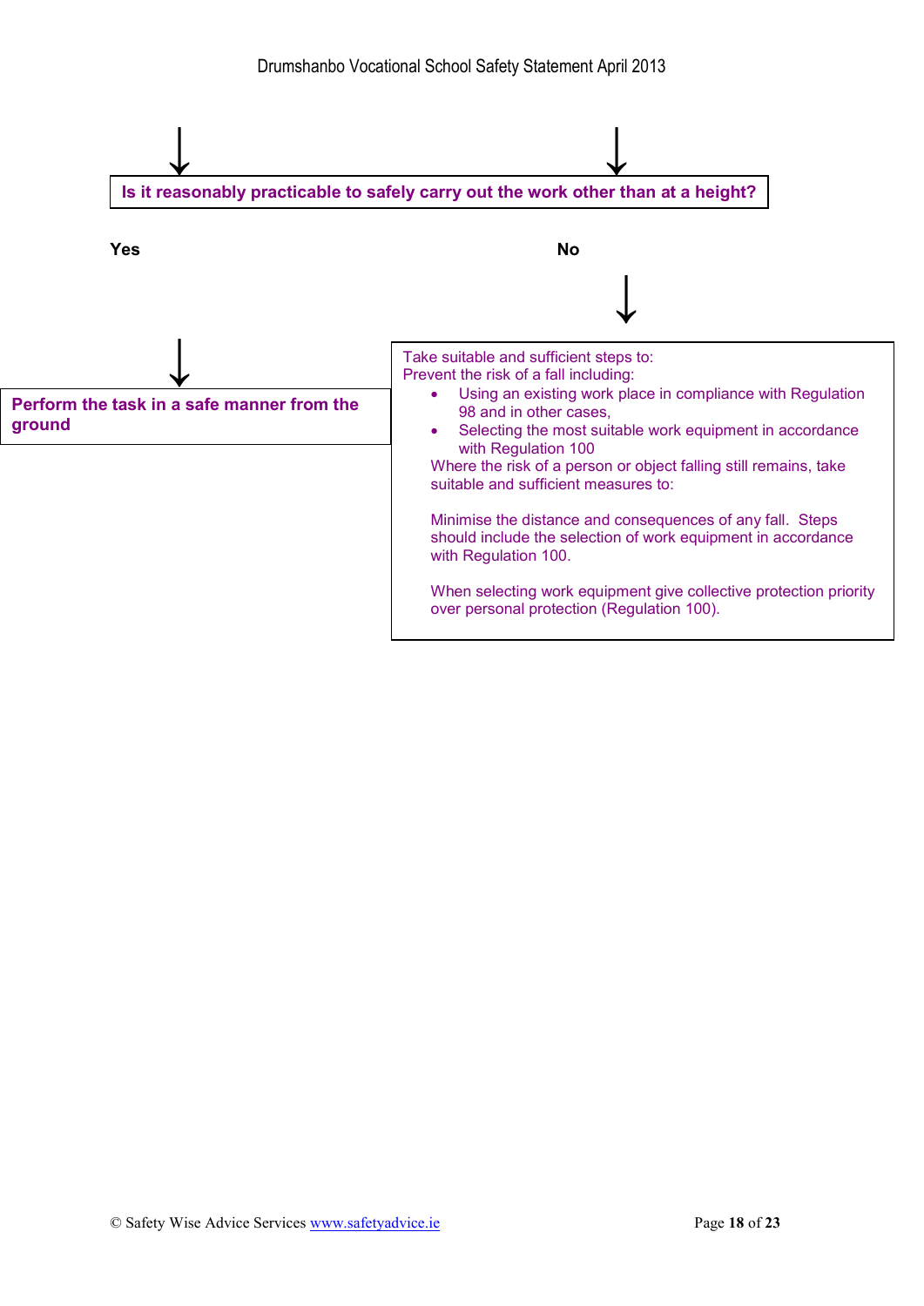**Is it reasonably practicable to safely carry out the work other than at a height?**

**Yes**

**Perform the task in a safe manner from the ground**

**No**

Take suitable and sufficient steps to:
Prevent the risk of a fall including:

- Using an existing work place in compliance with Regulation 98 and in other cases,
- Selecting the most suitable work equipment in accordance with Regulation 100

Where the risk of a person or object falling still remains, take suitable and sufficient measures to:

Minimise the distance and consequences of any fall. Steps should include the selection of work equipment in accordance with Regulation 100.

When selecting work equipment give collective protection priority over personal protection (Regulation 100).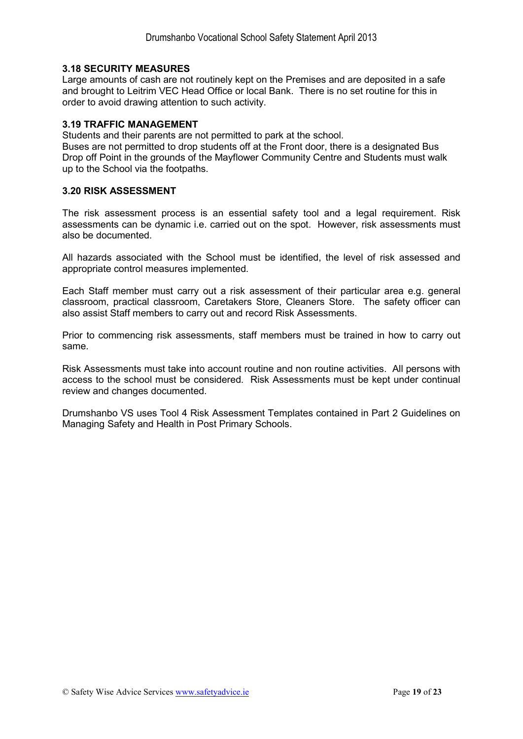### 3.18 SECURITY MEASURES

Large amounts of cash are not routinely kept on the Premises and are deposited in a safe and brought to Leitrim VEC Head Office or local Bank. There is no set routine for this in order to avoid drawing attention to such activity.

### 3.19 TRAFFIC MANAGEMENT

Students and their parents are not permitted to park at the school.
Buses are not permitted to drop students off at the Front door, there is a designated Bus Drop off Point in the grounds of the Mayflower Community Centre and Students must walk up to the School via the footpaths.

### 3.20 RISK ASSESSMENT

The risk assessment process is an essential safety tool and a legal requirement. Risk assessments can be dynamic i.e. carried out on the spot. However, risk assessments must also be documented.

All hazards associated with the School must be identified, the level of risk assessed and appropriate control measures implemented.

Each Staff member must carry out a risk assessment of their particular area e.g. general classroom, practical classroom, Caretakers Store, Cleaners Store. The safety officer can also assist Staff members to carry out and record Risk Assessments.

Prior to commencing risk assessments, staff members must be trained in how to carry out same.

Risk Assessments must take into account routine and non routine activities. All persons with access to the school must be considered. Risk Assessments must be kept under continual review and changes documented.

Drumshanbo VS uses Tool 4 Risk Assessment Templates contained in Part 2 Guidelines on Managing Safety and Health in Post Primary Schools.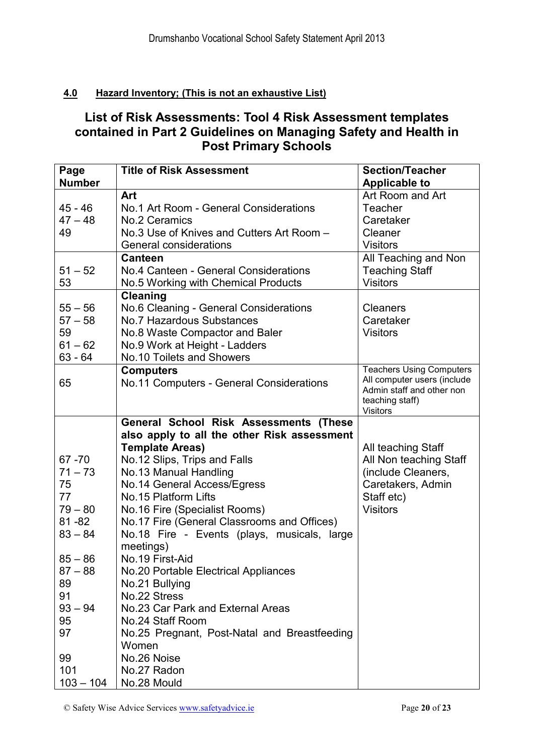## 4.0 Hazard Inventory; (This is not an exhaustive List)

## List of Risk Assessments: Tool 4 Risk Assessment templates contained in Part 2 Guidelines on Managing Safety and Health in Post Primary Schools

| Page Number | Title of Risk Assessment | Section/Teacher Applicable to |
|---|---|---|
| | **Art** | Art Room and Art |
| 45 - 46 | No.1 Art Room - General Considerations | Teacher |
| 47 – 48 | No.2 Ceramics | Caretaker |
| 49 | No.3 Use of Knives and Cutters Art Room – General considerations | Cleaner |
| | | Visitors |
| | **Canteen** | All Teaching and Non |
| 51 – 52 | No.4 Canteen - General Considerations | Teaching Staff |
| 53 | No.5 Working with Chemical Products | Visitors |
| | **Cleaning** | |
| 55 – 56 | No.6 Cleaning - General Considerations | Cleaners |
| 57 – 58 | No.7 Hazardous Substances | Caretaker |
| 59 | No.8 Waste Compactor and Baler | Visitors |
| 61 – 62 | No.9 Work at Height - Ladders | |
| 63 - 64 | No.10 Toilets and Showers | |
| | **Computers** | Teachers Using Computers |
| 65 | No.11 Computers - General Considerations | All computer users (include Admin staff and other non teaching staff) |
| | | Visitors |
| | **General School Risk Assessments (These also apply to all the other Risk assessment Template Areas)** | All teaching Staff |
| 67 -70 | No.12 Slips, Trips and Falls | All Non teaching Staff |
| 71 – 73 | No.13 Manual Handling | (include Cleaners, |
| 75 | No.14 General Access/Egress | Caretakers, Admin |
| 77 | No.15 Platform Lifts | Staff etc) |
| 79 – 80 | No.16 Fire (Specialist Rooms) | Visitors |
| 81 -82 | No.17 Fire (General Classrooms and Offices) | |
| 83 – 84 | No.18 Fire - Events (plays, musicals, large meetings) | |
| 85 – 86 | No.19 First-Aid | |
| 87 – 88 | No.20 Portable Electrical Appliances | |
| 89 | No.21 Bullying | |
| 91 | No.22 Stress | |
| 93 – 94 | No.23 Car Park and External Areas | |
| 95 | No.24 Staff Room | |
| 97 | No.25 Pregnant, Post-Natal and Breastfeeding Women | |
| 99 | No.26 Noise | |
| 101 | No.27 Radon | |
| 103 – 104 | No.28 Mould | |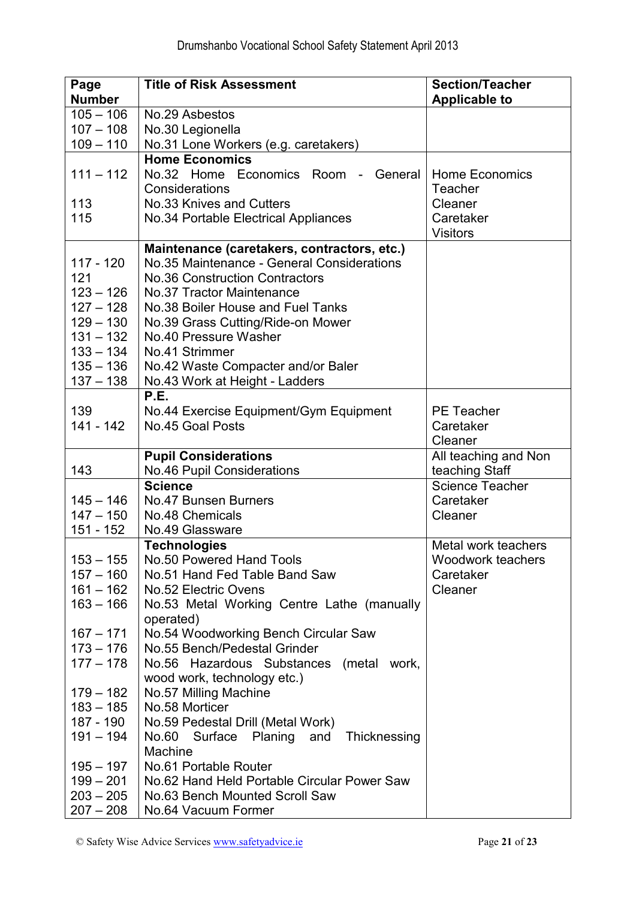| Page Number | Title of Risk Assessment | Section/Teacher Applicable to |
|---|---|---|
| 105 – 106 | No.29 Asbestos | |
| 107 – 108 | No.30 Legionella | |
| 109 – 110 | No.31 Lone Workers (e.g. caretakers) | |
| | **Home Economics** | |
| 111 – 112 | No.32 Home Economics Room - General Considerations | Home Economics Teacher |
| 113 | No.33 Knives and Cutters | Cleaner |
| 115 | No.34 Portable Electrical Appliances | Caretaker<br>Visitors |
| | **Maintenance (caretakers, contractors, etc.)** | |
| 117 - 120 | No.35 Maintenance - General Considerations | |
| 121 | No.36 Construction Contractors | |
| 123 – 126 | No.37 Tractor Maintenance | |
| 127 – 128 | No.38 Boiler House and Fuel Tanks | |
| 129 – 130 | No.39 Grass Cutting/Ride-on Mower | |
| 131 – 132 | No.40 Pressure Washer | |
| 133 – 134 | No.41 Strimmer | |
| 135 – 136 | No.42 Waste Compacter and/or Baler | |
| 137 – 138 | No.43 Work at Height - Ladders | |
| | **P.E.** | |
| 139 | No.44 Exercise Equipment/Gym Equipment | PE Teacher |
| 141 - 142 | No.45 Goal Posts | Caretaker<br>Cleaner |
| | **Pupil Considerations** | All teaching and Non |
| 143 | No.46 Pupil Considerations | teaching Staff |
| | **Science** | Science Teacher |
| 145 – 146 | No.47 Bunsen Burners | Caretaker |
| 147 – 150 | No.48 Chemicals | Cleaner |
| 151 - 152 | No.49 Glassware | |
| | **Technologies** | Metal work teachers |
| 153 – 155 | No.50 Powered Hand Tools | Woodwork teachers |
| 157 – 160 | No.51 Hand Fed Table Band Saw | Caretaker |
| 161 – 162 | No.52 Electric Ovens | Cleaner |
| 163 – 166 | No.53 Metal Working Centre Lathe (manually operated) | |
| 167 – 171 | No.54 Woodworking Bench Circular Saw | |
| 173 – 176 | No.55 Bench/Pedestal Grinder | |
| 177 – 178 | No.56 Hazardous Substances (metal work, wood work, technology etc.) | |
| 179 – 182 | No.57 Milling Machine | |
| 183 – 185 | No.58 Morticer | |
| 187 - 190 | No.59 Pedestal Drill (Metal Work) | |
| 191 – 194 | No.60 Surface Planing and Thicknessing Machine | |
| 195 – 197 | No.61 Portable Router | |
| 199 – 201 | No.62 Hand Held Portable Circular Power Saw | |
| 203 – 205 | No.63 Bench Mounted Scroll Saw | |
| 207 – 208 | No.64 Vacuum Former | |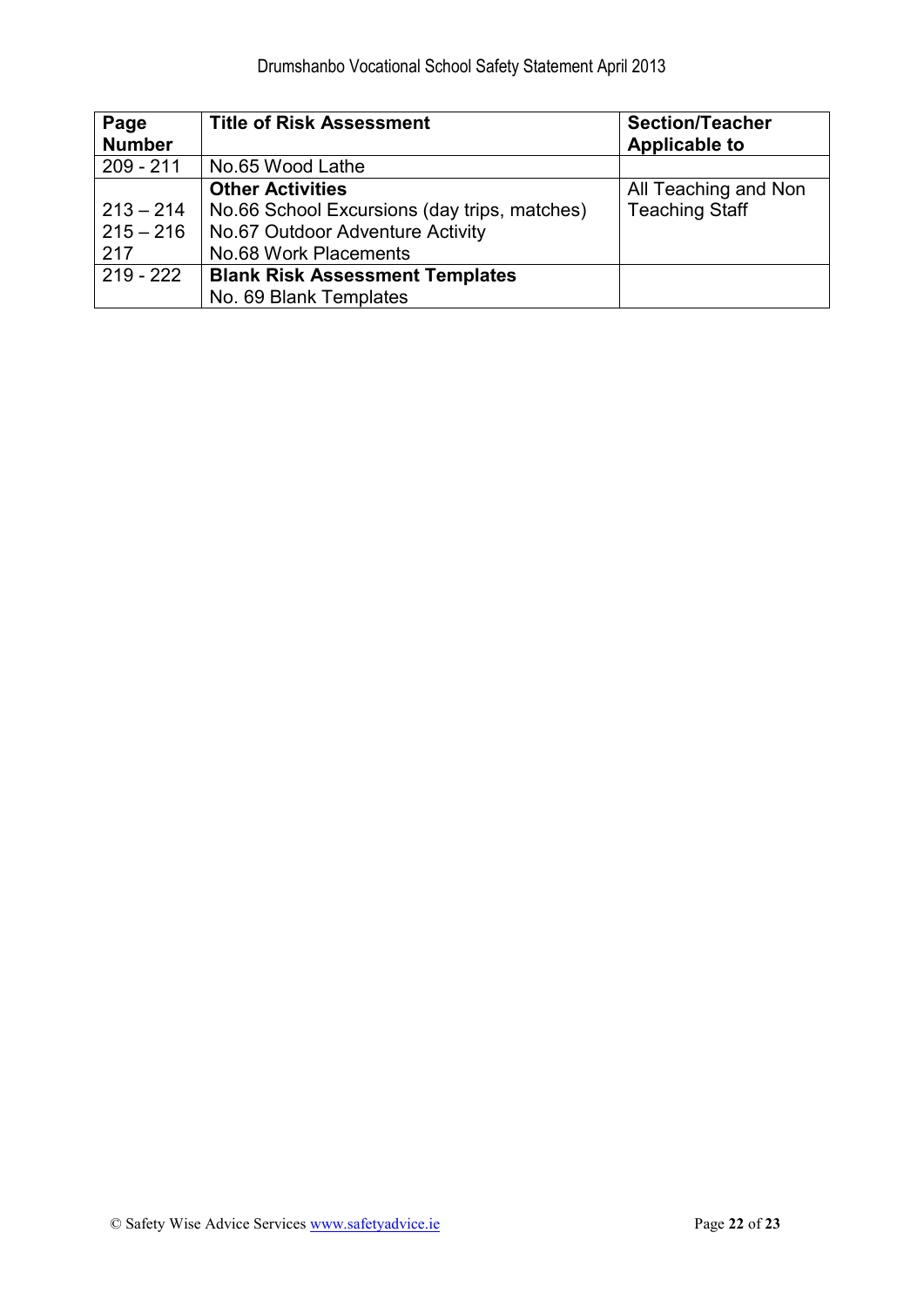| Page Number | Title of Risk Assessment | Section/Teacher Applicable to |
|---|---|---|
| 209 - 211 | No.65 Wood Lathe | |
| | **Other Activities** | All Teaching and Non Teaching Staff |
| 213 – 214 | No.66 School Excursions (day trips, matches) | |
| 215 – 216 | No.67 Outdoor Adventure Activity | |
| 217 | No.68 Work Placements | |
| 219 - 222 | **Blank Risk Assessment Templates** | |
| | No. 69 Blank Templates | |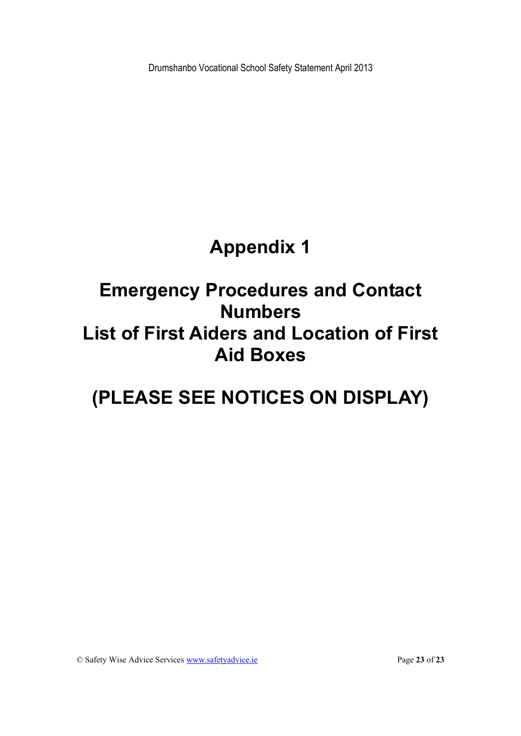# Appendix 1

## Emergency Procedures and Contact Numbers
## List of First Aiders and Location of First Aid Boxes

## (PLEASE SEE NOTICES ON DISPLAY)